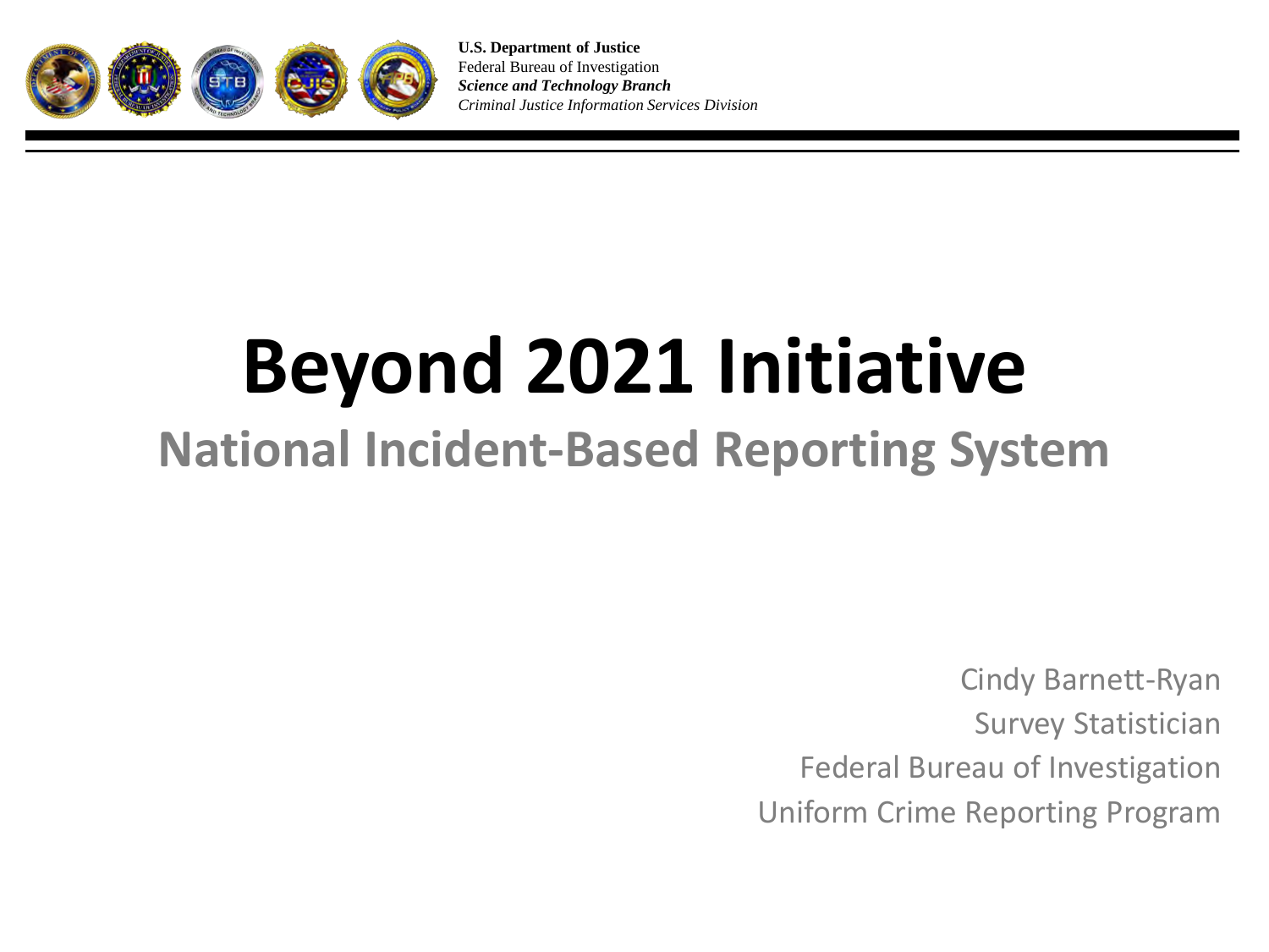**U.S. Department of Justice**
Federal Bureau of Investigation
***Science and Technology Branch***
*Criminal Justice Information Services Division*

# Beyond 2021 Initiative

## National Incident-Based Reporting System

Cindy Barnett-Ryan
Survey Statistician
Federal Bureau of Investigation
Uniform Crime Reporting Program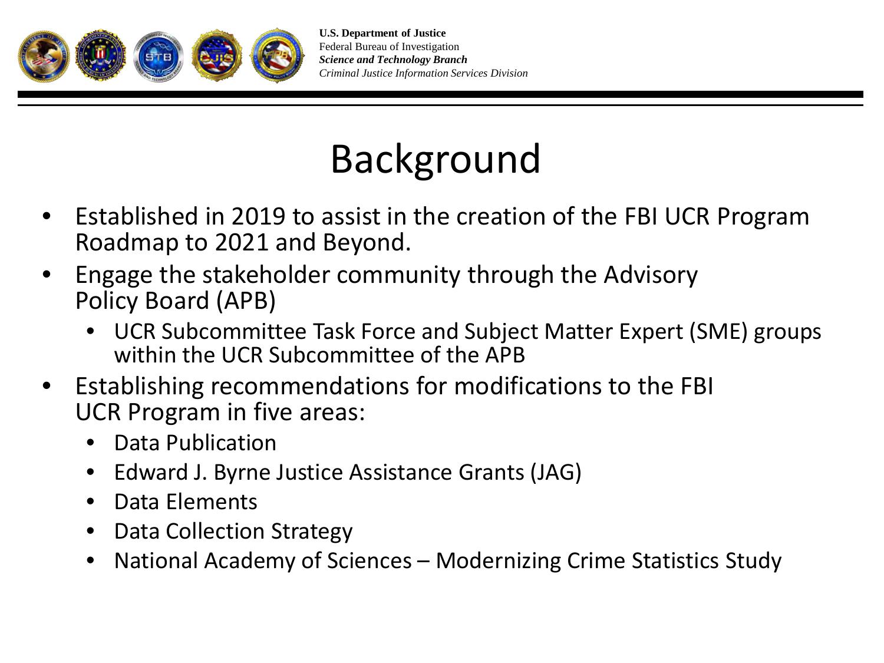# Background

- Established in 2019 to assist in the creation of the FBI UCR Program Roadmap to 2021 and Beyond.
- Engage the stakeholder community through the Advisory Policy Board (APB)
  - UCR Subcommittee Task Force and Subject Matter Expert (SME) groups within the UCR Subcommittee of the APB
- Establishing recommendations for modifications to the FBI UCR Program in five areas:
  - Data Publication
  - Edward J. Byrne Justice Assistance Grants (JAG)
  - Data Elements
  - Data Collection Strategy
  - National Academy of Sciences – Modernizing Crime Statistics Study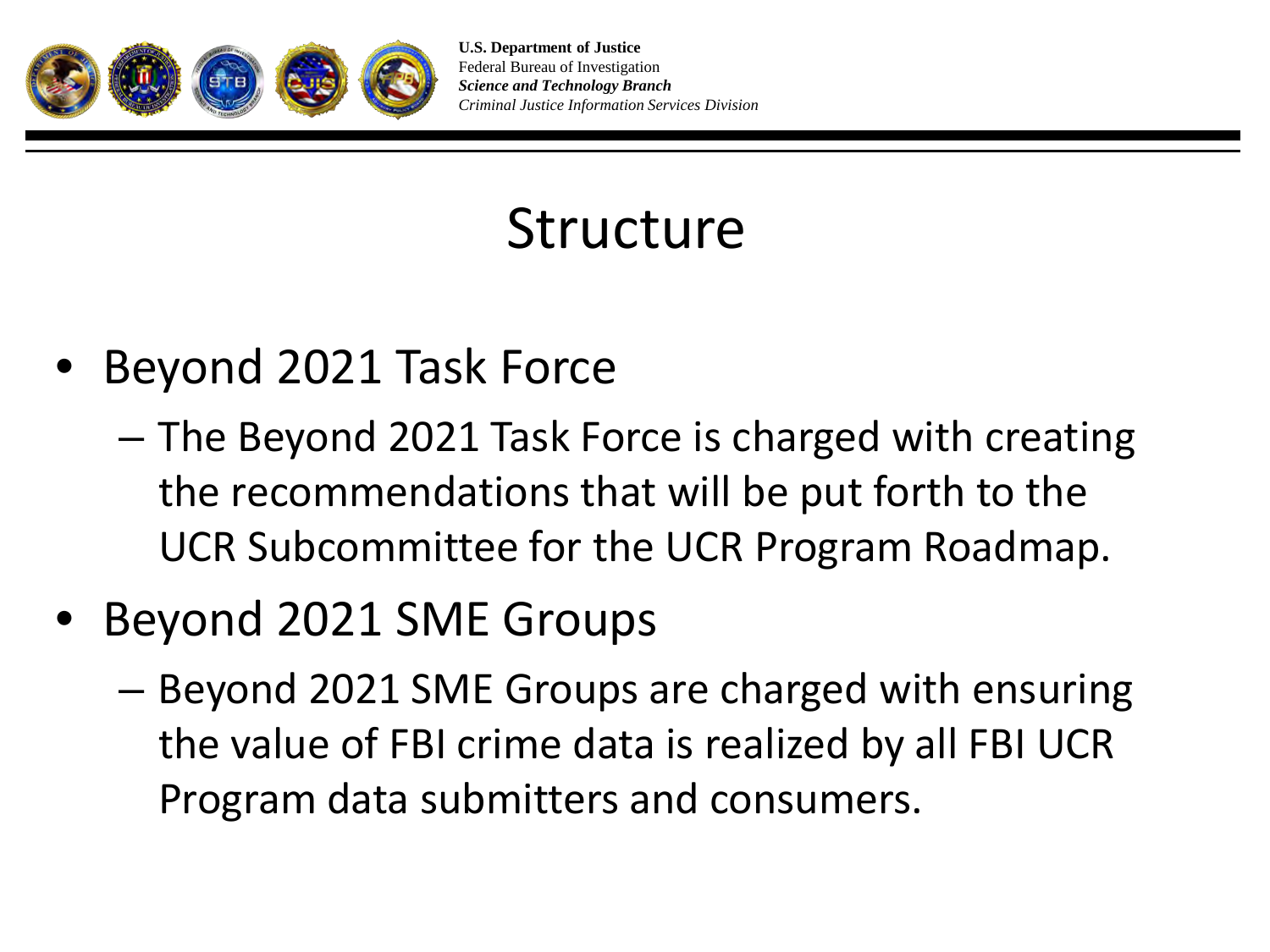# Structure

- Beyond 2021 Task Force
  - The Beyond 2021 Task Force is charged with creating the recommendations that will be put forth to the UCR Subcommittee for the UCR Program Roadmap.
- Beyond 2021 SME Groups
  - Beyond 2021 SME Groups are charged with ensuring the value of FBI crime data is realized by all FBI UCR Program data submitters and consumers.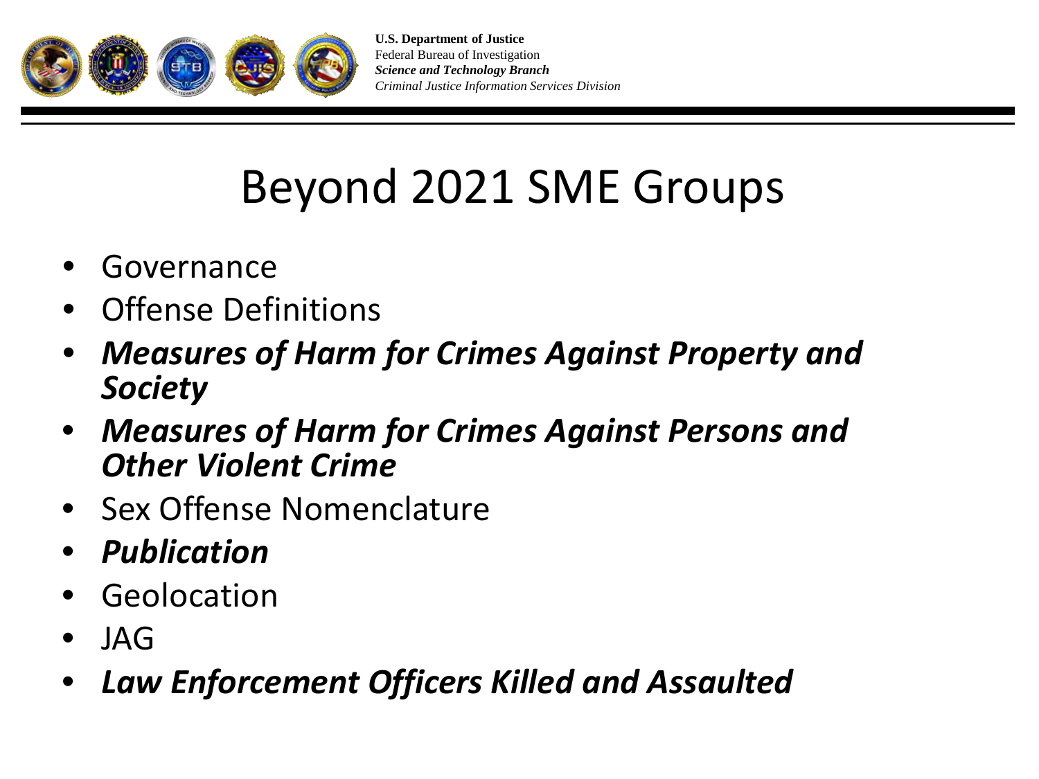U.S. Department of Justice
Federal Bureau of Investigation
*Science and Technology Branch*
*Criminal Justice Information Services Division*

# Beyond 2021 SME Groups

- Governance
- Offense Definitions
- ***Measures of Harm for Crimes Against Property and Society***
- ***Measures of Harm for Crimes Against Persons and Other Violent Crime***
- Sex Offense Nomenclature
- ***Publication***
- Geolocation
- JAG
- ***Law Enforcement Officers Killed and Assaulted***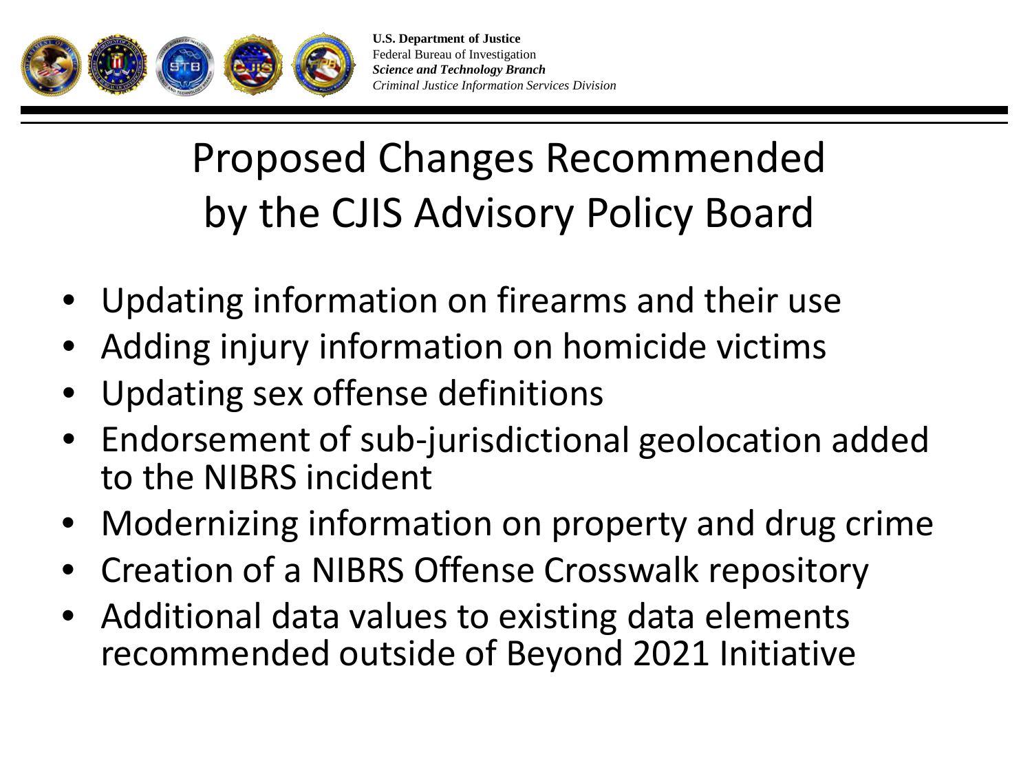# Proposed Changes Recommended by the CJIS Advisory Policy Board

- Updating information on firearms and their use
- Adding injury information on homicide victims
- Updating sex offense definitions
- Endorsement of sub-jurisdictional geolocation added to the NIBRS incident
- Modernizing information on property and drug crime
- Creation of a NIBRS Offense Crosswalk repository
- Additional data values to existing data elements recommended outside of Beyond 2021 Initiative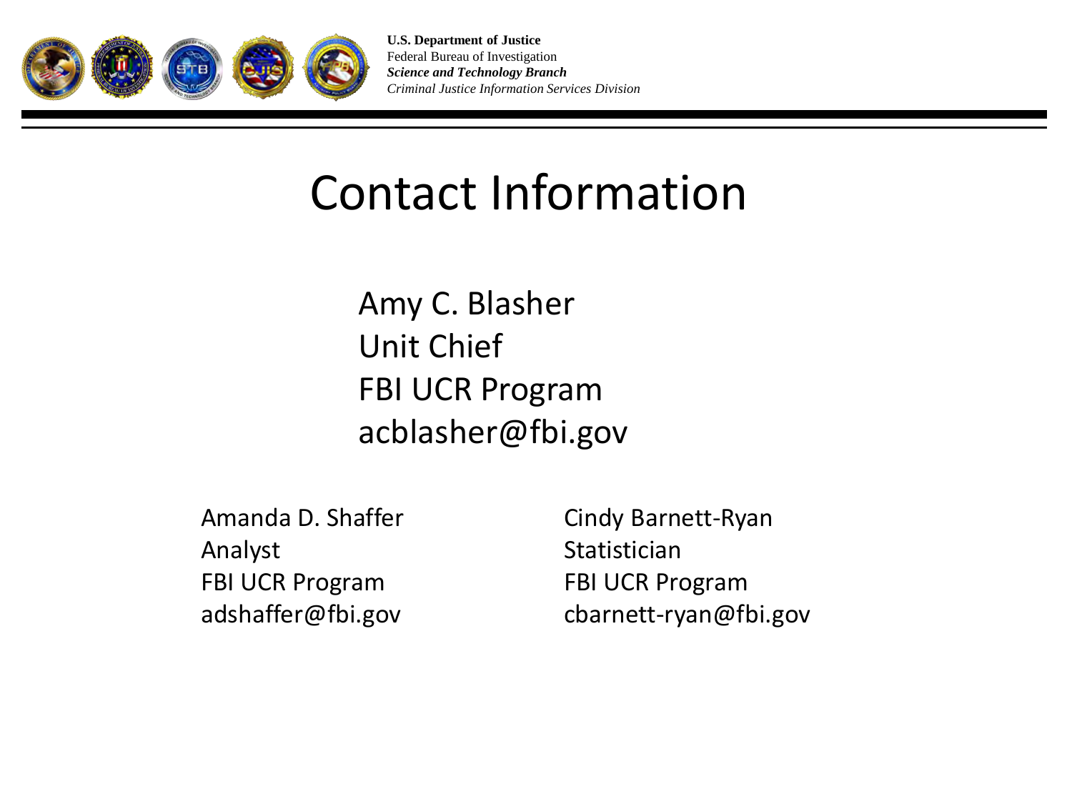# Contact Information

Amy C. Blasher
Unit Chief
FBI UCR Program
acblasher@fbi.gov

Amanda D. Shaffer
Analyst
FBI UCR Program
adshaffer@fbi.gov

Cindy Barnett-Ryan
Statistician
FBI UCR Program
cbarnett-ryan@fbi.gov